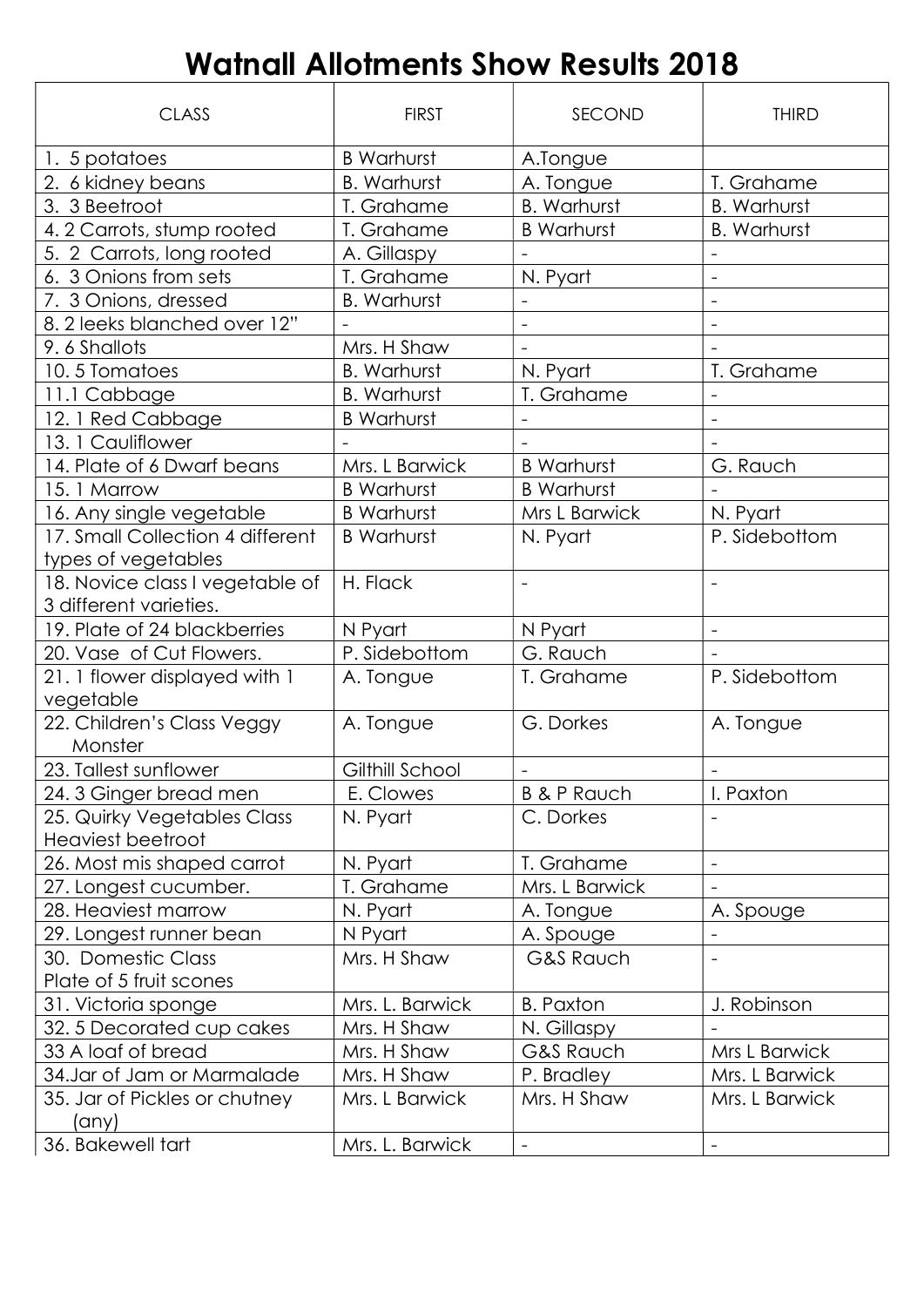# Watnall Allotments Show Results 2018

| CLASS | FIRST | SECOND | THIRD |
|---|---|---|---|
| 1. 5 potatoes | B Warhurst | A.Tongue | |
| 2. 6 kidney beans | B. Warhurst | A. Tongue | T. Grahame |
| 3. 3 Beetroot | T. Grahame | B. Warhurst | B. Warhurst |
| 4. 2 Carrots, stump rooted | T. Grahame | B Warhurst | B. Warhurst |
| 5. 2 Carrots, long rooted | A. Gillaspy | - | - |
| 6. 3 Onions from sets | T. Grahame | N. Pyart | - |
| 7. 3 Onions, dressed | B. Warhurst | - | - |
| 8. 2 leeks blanched over 12" | - | - | - |
| 9. 6 Shallots | Mrs. H Shaw | - | - |
| 10. 5 Tomatoes | B. Warhurst | N. Pyart | T. Grahame |
| 11.1 Cabbage | B. Warhurst | T. Grahame | - |
| 12. 1 Red Cabbage | B Warhurst | - | - |
| 13. 1 Cauliflower | - | - | - |
| 14. Plate of 6 Dwarf beans | Mrs. L Barwick | B Warhurst | G. Rauch |
| 15. 1 Marrow | B Warhurst | B Warhurst | - |
| 16. Any single vegetable | B Warhurst | Mrs L Barwick | N. Pyart |
| 17. Small Collection 4 different types of vegetables | B Warhurst | N. Pyart | P. Sidebottom |
| 18. Novice class I vegetable of 3 different varieties. | H. Flack | - | - |
| 19. Plate of 24 blackberries | N Pyart | N Pyart | - |
| 20. Vase of Cut Flowers. | P. Sidebottom | G. Rauch | - |
| 21. 1 flower displayed with 1 vegetable | A. Tongue | T. Grahame | P. Sidebottom |
| 22. Children's Class Veggy Monster | A. Tongue | G. Dorkes | A. Tongue |
| 23. Tallest sunflower | Gilthill School | - | - |
| 24. 3 Ginger bread men | E. Clowes | B & P Rauch | I. Paxton |
| 25. Quirky Vegetables Class Heaviest beetroot | N. Pyart | C. Dorkes | - |
| 26. Most mis shaped carrot | N. Pyart | T. Grahame | - |
| 27. Longest cucumber. | T. Grahame | Mrs. L Barwick | - |
| 28. Heaviest marrow | N. Pyart | A. Tongue | A. Spouge |
| 29. Longest runner bean | N Pyart | A. Spouge | - |
| 30. Domestic Class Plate of 5 fruit scones | Mrs. H Shaw | G&S Rauch | - |
| 31. Victoria sponge | Mrs. L. Barwick | B. Paxton | J. Robinson |
| 32. 5 Decorated cup cakes | Mrs. H Shaw | N. Gillaspy | - |
| 33 A loaf of bread | Mrs. H Shaw | G&S Rauch | Mrs L Barwick |
| 34.Jar of Jam or Marmalade | Mrs. H Shaw | P. Bradley | Mrs. L Barwick |
| 35. Jar of Pickles or chutney (any) | Mrs. L Barwick | Mrs. H Shaw | Mrs. L Barwick |
| 36. Bakewell tart | Mrs. L. Barwick | - | - |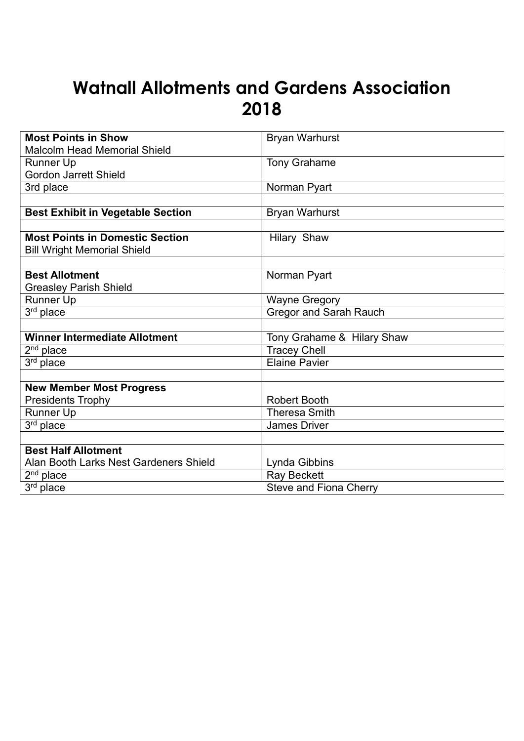# Watnall Allotments and Gardens Association 2018

| | |
|---|---|
| **Most Points in Show**<br>Malcolm Head Memorial Shield | Bryan Warhurst |
| Runner Up<br>Gordon Jarrett Shield | Tony Grahame |
| 3rd place | Norman Pyart |
| | |
| **Best Exhibit in Vegetable Section** | Bryan Warhurst |
| | |
| **Most Points in Domestic Section**<br>Bill Wright Memorial Shield | Hilary Shaw |
| | |
| **Best Allotment**<br>Greasley Parish Shield | Norman Pyart |
| Runner Up | Wayne Gregory |
| 3rd place | Gregor and Sarah Rauch |
| | |
| **Winner Intermediate Allotment** | Tony Grahame & Hilary Shaw |
| 2nd place | Tracey Chell |
| 3rd place | Elaine Pavier |
| | |
| **New Member Most Progress**<br>Presidents Trophy | Robert Booth |
| Runner Up | Theresa Smith |
| 3rd place | James Driver |
| | |
| **Best Half Allotment**<br>Alan Booth Larks Nest Gardeners Shield | Lynda Gibbins |
| 2nd place | Ray Beckett |
| 3rd place | Steve and Fiona Cherry |